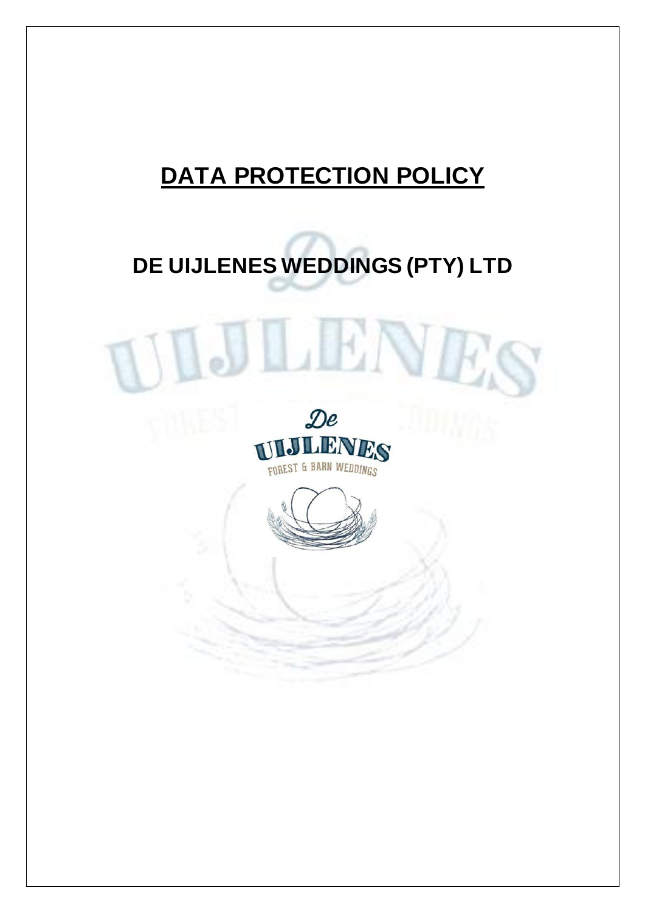# DATA PROTECTION POLICY

## DE UIJLENES WEDDINGS (PTY) LTD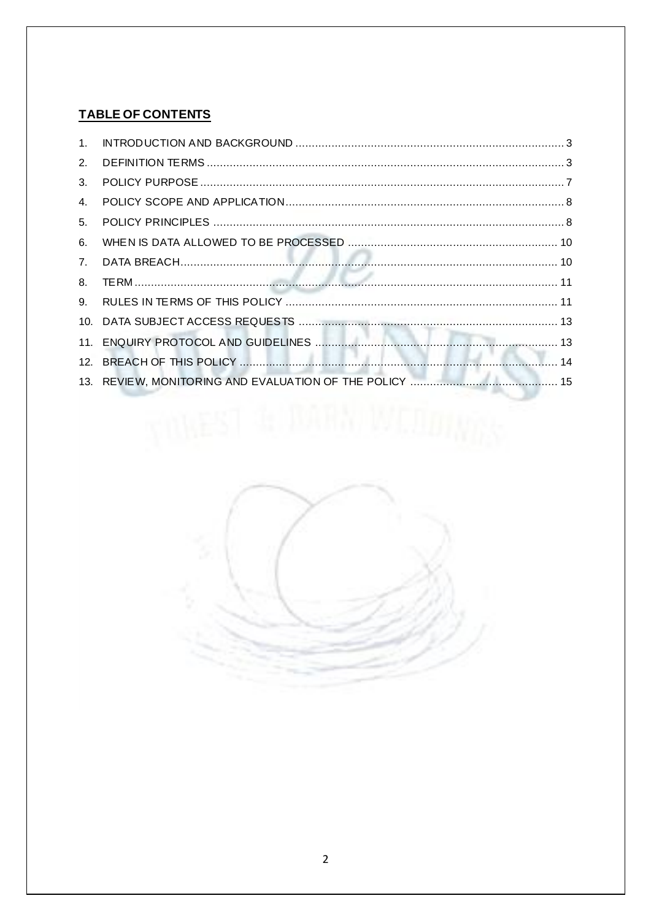## TABLE OF CONTENTS

1. INTRODUCTION AND BACKGROUND ..... 3
2. DEFINITION TERMS ..... 3
3. POLICY PURPOSE ..... 7
4. POLICY SCOPE AND APPLICATION ..... 8
5. POLICY PRINCIPLES ..... 8
6. WHEN IS DATA ALLOWED TO BE PROCESSED ..... 10
7. DATA BREACH ..... 10
8. TERM ..... 11
9. RULES IN TERMS OF THIS POLICY ..... 11
10. DATA SUBJECT ACCESS REQUESTS ..... 13
11. ENQUIRY PROTOCOL AND GUIDELINES ..... 13
12. BREACH OF THIS POLICY ..... 14
13. REVIEW, MONITORING AND EVALUATION OF THE POLICY ..... 15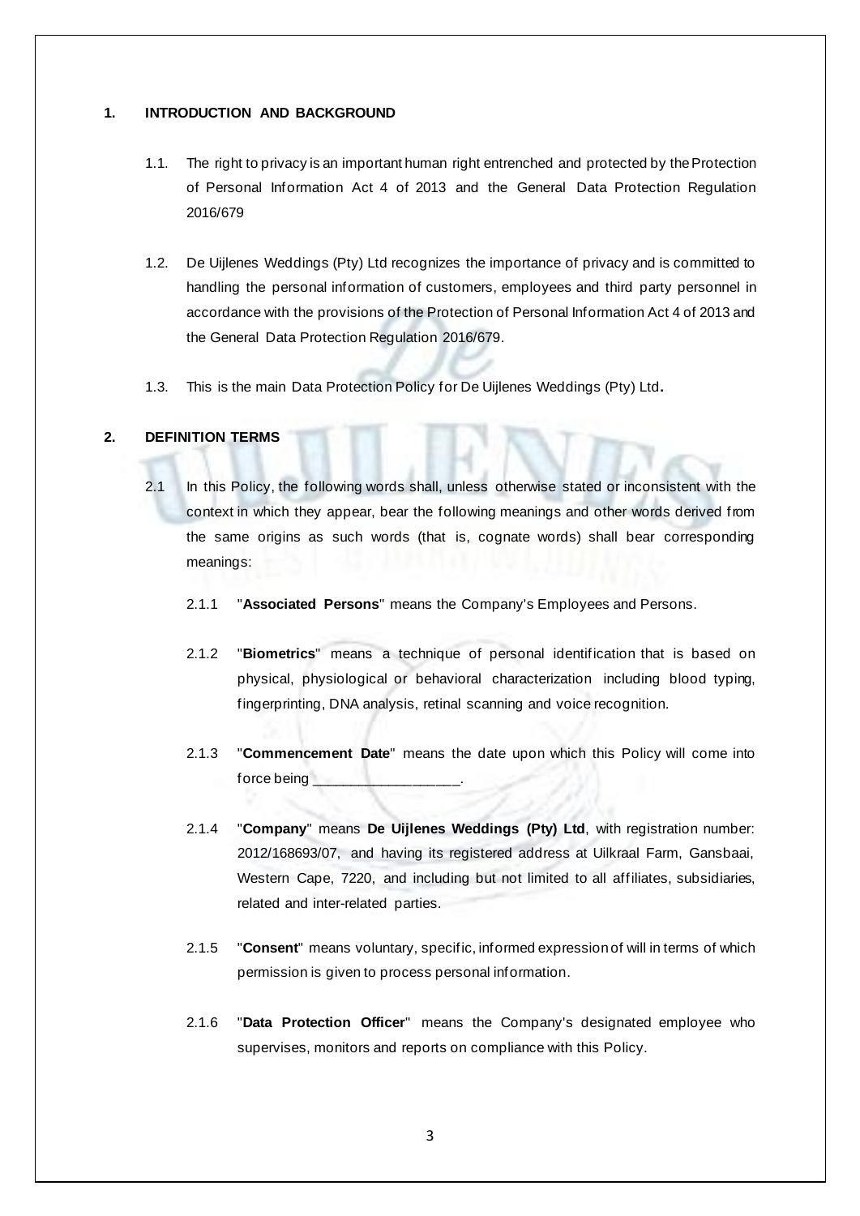## 1. INTRODUCTION AND BACKGROUND

1.1. The right to privacy is an important human right entrenched and protected by the Protection of Personal Information Act 4 of 2013 and the General Data Protection Regulation 2016/679

1.2. De Uijlenes Weddings (Pty) Ltd recognizes the importance of privacy and is committed to handling the personal information of customers, employees and third party personnel in accordance with the provisions of the Protection of Personal Information Act 4 of 2013 and the General Data Protection Regulation 2016/679.

1.3. This is the main Data Protection Policy for De Uijlenes Weddings (Pty) Ltd**.**

## 2. DEFINITION TERMS

2.1 In this Policy, the following words shall, unless otherwise stated or inconsistent with the context in which they appear, bear the following meanings and other words derived from the same origins as such words (that is, cognate words) shall bear corresponding meanings:

2.1.1 "**Associated Persons**" means the Company's Employees and Persons.

2.1.2 "**Biometrics**" means a technique of personal identification that is based on physical, physiological or behavioral characterization including blood typing, fingerprinting, DNA analysis, retinal scanning and voice recognition.

2.1.3 "**Commencement Date**" means the date upon which this Policy will come into force being ___________________.

2.1.4 "**Company**" means **De Uijlenes Weddings (Pty) Ltd**, with registration number: 2012/168693/07, and having its registered address at Uilkraal Farm, Gansbaai, Western Cape, 7220, and including but not limited to all affiliates, subsidiaries, related and inter-related parties.

2.1.5 "**Consent**" means voluntary, specific, informed expression of will in terms of which permission is given to process personal information.

2.1.6 "**Data Protection Officer**" means the Company's designated employee who supervises, monitors and reports on compliance with this Policy.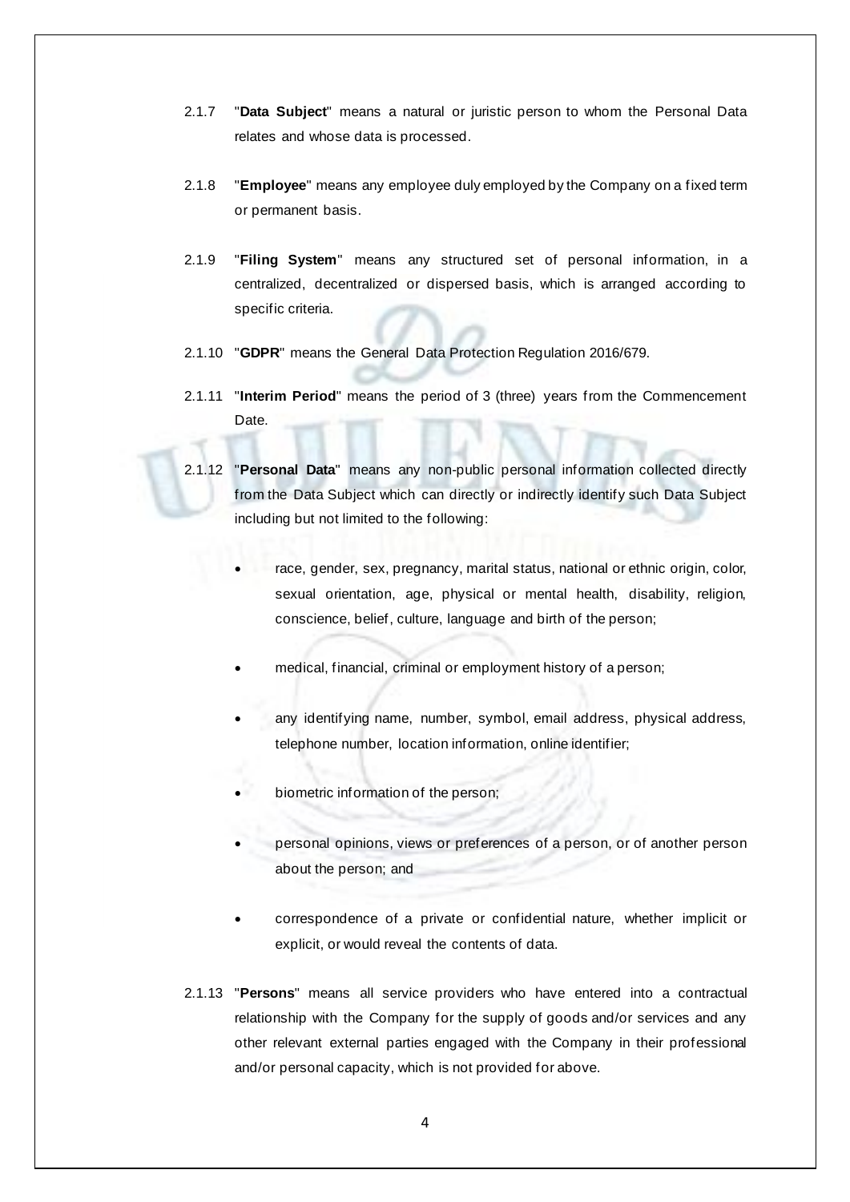2.1.7 "**Data Subject**" means a natural or juristic person to whom the Personal Data relates and whose data is processed.

2.1.8 "**Employee**" means any employee duly employed by the Company on a fixed term or permanent basis.

2.1.9 "**Filing System**" means any structured set of personal information, in a centralized, decentralized or dispersed basis, which is arranged according to specific criteria.

2.1.10 "**GDPR**" means the General Data Protection Regulation 2016/679.

2.1.11 "**Interim Period**" means the period of 3 (three) years from the Commencement Date.

2.1.12 "**Personal Data**" means any non-public personal information collected directly from the Data Subject which can directly or indirectly identify such Data Subject including but not limited to the following:

- race, gender, sex, pregnancy, marital status, national or ethnic origin, color, sexual orientation, age, physical or mental health, disability, religion, conscience, belief, culture, language and birth of the person;
- medical, financial, criminal or employment history of a person;
- any identifying name, number, symbol, email address, physical address, telephone number, location information, online identifier;
- biometric information of the person;
- personal opinions, views or preferences of a person, or of another person about the person; and
- correspondence of a private or confidential nature, whether implicit or explicit, or would reveal the contents of data.

2.1.13 "**Persons**" means all service providers who have entered into a contractual relationship with the Company for the supply of goods and/or services and any other relevant external parties engaged with the Company in their professional and/or personal capacity, which is not provided for above.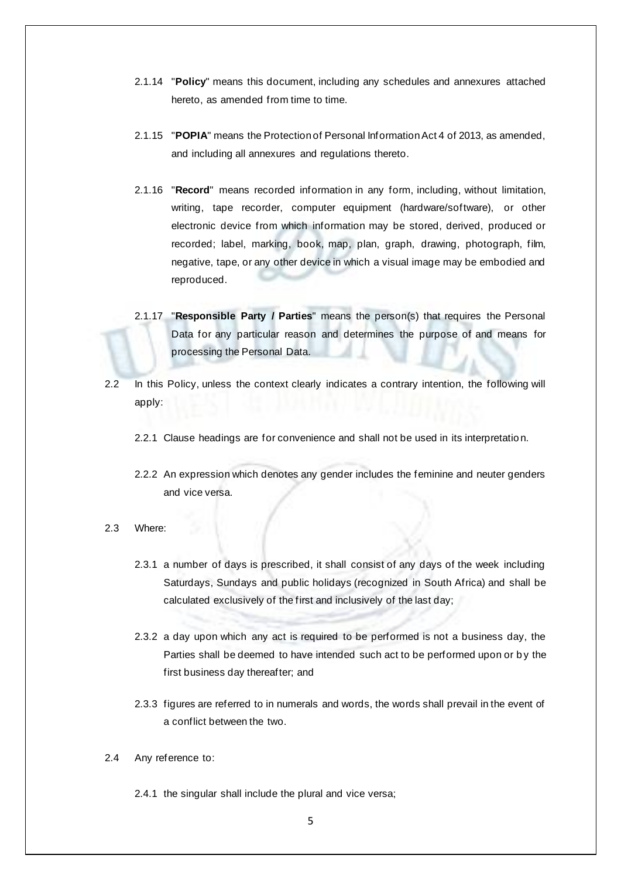2.1.14 "**Policy**" means this document, including any schedules and annexures attached hereto, as amended from time to time.

2.1.15 "**POPIA**" means the Protection of Personal Information Act 4 of 2013, as amended, and including all annexures and regulations thereto.

2.1.16 "**Record**" means recorded information in any form, including, without limitation, writing, tape recorder, computer equipment (hardware/software), or other electronic device from which information may be stored, derived, produced or recorded; label, marking, book, map, plan, graph, drawing, photograph, film, negative, tape, or any other device in which a visual image may be embodied and reproduced.

2.1.17 "**Responsible Party / Parties**" means the person(s) that requires the Personal Data for any particular reason and determines the purpose of and means for processing the Personal Data.

2.2 In this Policy, unless the context clearly indicates a contrary intention, the following will apply:

2.2.1 Clause headings are for convenience and shall not be used in its interpretation.

2.2.2 An expression which denotes any gender includes the feminine and neuter genders and vice versa.

2.3 Where:

2.3.1 a number of days is prescribed, it shall consist of any days of the week including Saturdays, Sundays and public holidays (recognized in South Africa) and shall be calculated exclusively of the first and inclusively of the last day;

2.3.2 a day upon which any act is required to be performed is not a business day, the Parties shall be deemed to have intended such act to be performed upon or by the first business day thereafter; and

2.3.3 figures are referred to in numerals and words, the words shall prevail in the event of a conflict between the two.

2.4 Any reference to:

2.4.1 the singular shall include the plural and vice versa;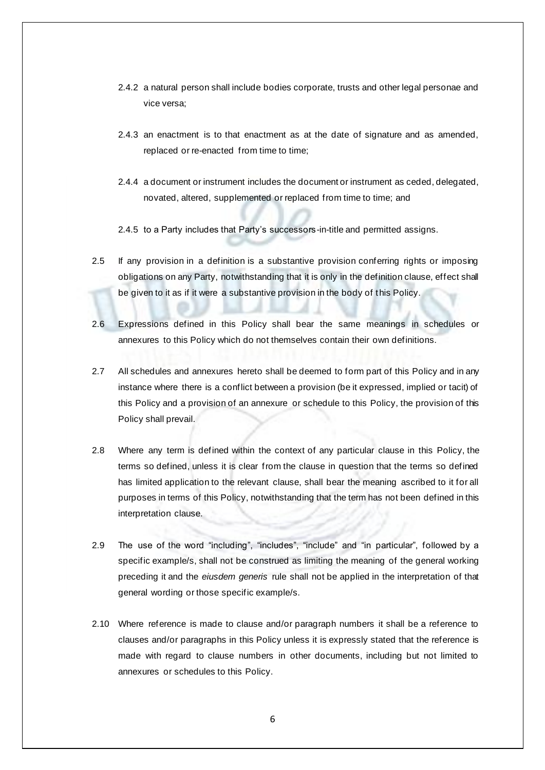2.4.2 a natural person shall include bodies corporate, trusts and other legal personae and vice versa;

2.4.3 an enactment is to that enactment as at the date of signature and as amended, replaced or re-enacted from time to time;

2.4.4 a document or instrument includes the document or instrument as ceded, delegated, novated, altered, supplemented or replaced from time to time; and

2.4.5 to a Party includes that Party's successors-in-title and permitted assigns.

2.5 If any provision in a definition is a substantive provision conferring rights or imposing obligations on any Party, notwithstanding that it is only in the definition clause, effect shall be given to it as if it were a substantive provision in the body of this Policy.

2.6 Expressions defined in this Policy shall bear the same meanings in schedules or annexures to this Policy which do not themselves contain their own definitions.

2.7 All schedules and annexures hereto shall be deemed to form part of this Policy and in any instance where there is a conflict between a provision (be it expressed, implied or tacit) of this Policy and a provision of an annexure or schedule to this Policy, the provision of this Policy shall prevail.

2.8 Where any term is defined within the context of any particular clause in this Policy, the terms so defined, unless it is clear from the clause in question that the terms so defined has limited application to the relevant clause, shall bear the meaning ascribed to it for all purposes in terms of this Policy, notwithstanding that the term has not been defined in this interpretation clause.

2.9 The use of the word "including", "includes", "include" and "in particular", followed by a specific example/s, shall not be construed as limiting the meaning of the general working preceding it and the *eiusdem generis* rule shall not be applied in the interpretation of that general wording or those specific example/s.

2.10 Where reference is made to clause and/or paragraph numbers it shall be a reference to clauses and/or paragraphs in this Policy unless it is expressly stated that the reference is made with regard to clause numbers in other documents, including but not limited to annexures or schedules to this Policy.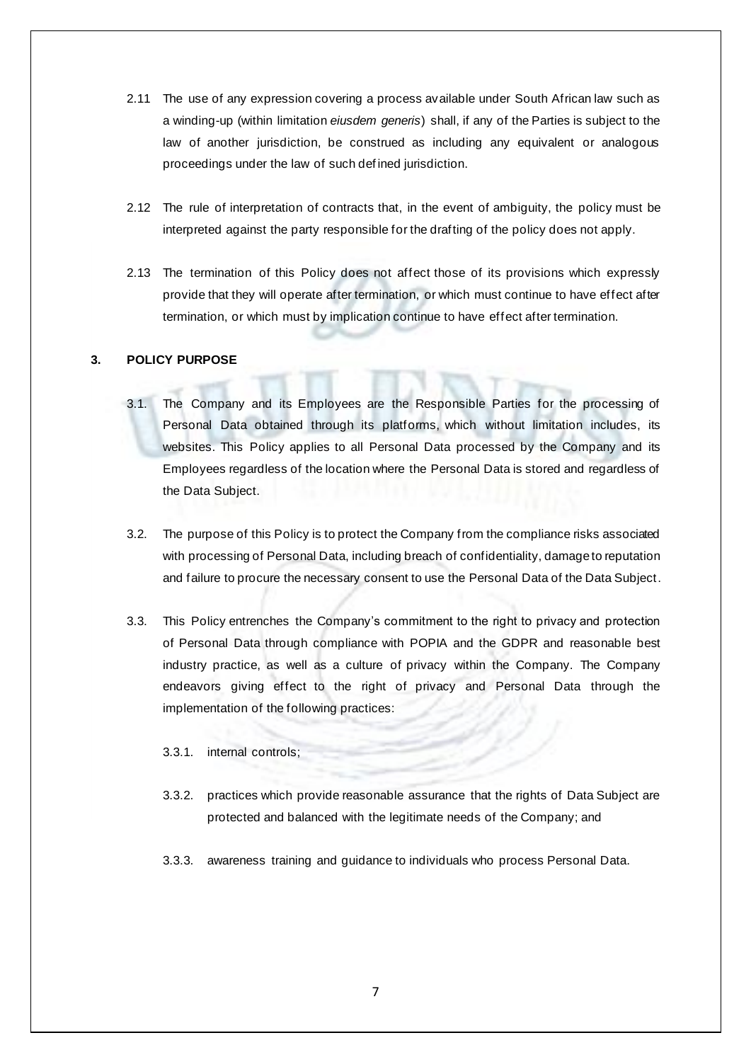2.11 The use of any expression covering a process available under South African law such as a winding-up (within limitation *eiusdem generis*) shall, if any of the Parties is subject to the law of another jurisdiction, be construed as including any equivalent or analogous proceedings under the law of such defined jurisdiction.

2.12 The rule of interpretation of contracts that, in the event of ambiguity, the policy must be interpreted against the party responsible for the drafting of the policy does not apply.

2.13 The termination of this Policy does not affect those of its provisions which expressly provide that they will operate after termination, or which must continue to have effect after termination, or which must by implication continue to have effect after termination.

## 3. POLICY PURPOSE

3.1. The Company and its Employees are the Responsible Parties for the processing of Personal Data obtained through its platforms, which without limitation includes, its websites. This Policy applies to all Personal Data processed by the Company and its Employees regardless of the location where the Personal Data is stored and regardless of the Data Subject.

3.2. The purpose of this Policy is to protect the Company from the compliance risks associated with processing of Personal Data, including breach of confidentiality, damage to reputation and failure to procure the necessary consent to use the Personal Data of the Data Subject.

3.3. This Policy entrenches the Company's commitment to the right to privacy and protection of Personal Data through compliance with POPIA and the GDPR and reasonable best industry practice, as well as a culture of privacy within the Company. The Company endeavors giving effect to the right of privacy and Personal Data through the implementation of the following practices:

3.3.1. internal controls;

3.3.2. practices which provide reasonable assurance that the rights of Data Subject are protected and balanced with the legitimate needs of the Company; and

3.3.3. awareness training and guidance to individuals who process Personal Data.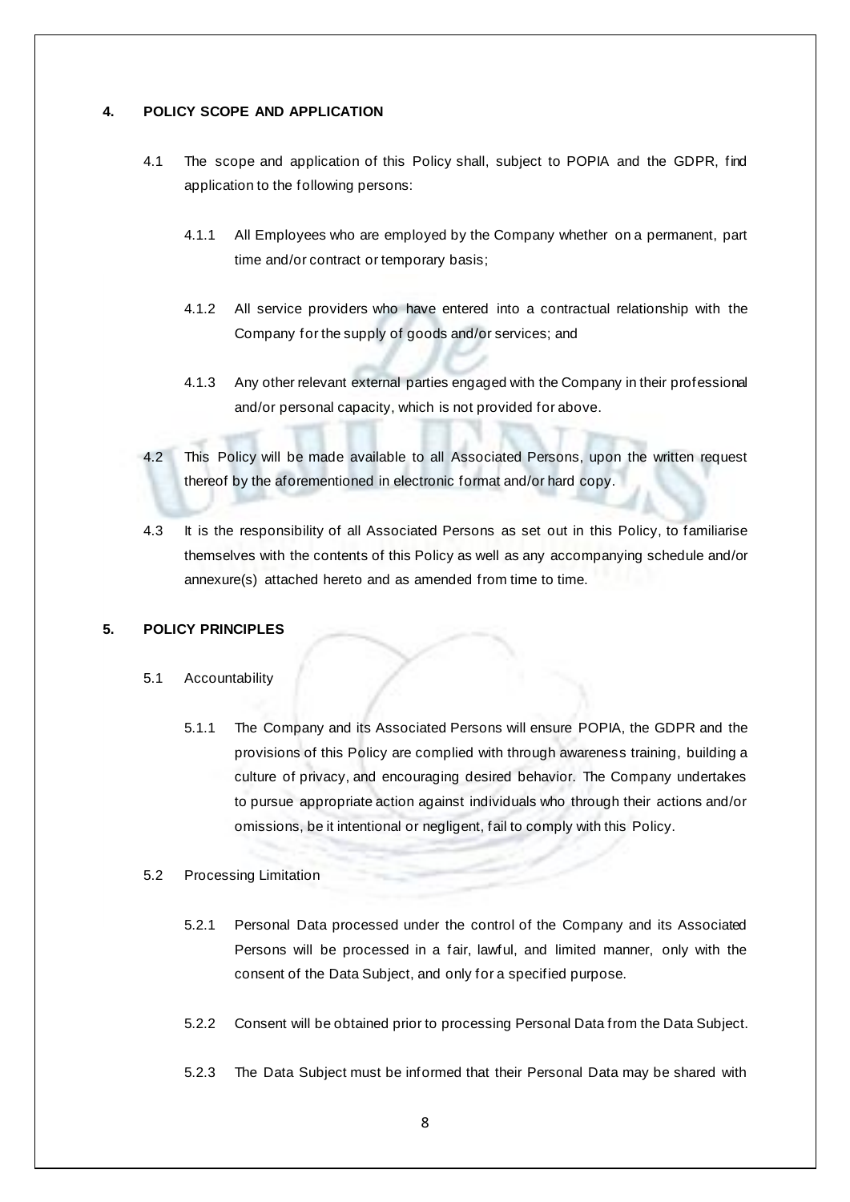## 4. POLICY SCOPE AND APPLICATION

4.1 The scope and application of this Policy shall, subject to POPIA and the GDPR, find application to the following persons:

4.1.1 All Employees who are employed by the Company whether on a permanent, part time and/or contract or temporary basis;

4.1.2 All service providers who have entered into a contractual relationship with the Company for the supply of goods and/or services; and

4.1.3 Any other relevant external parties engaged with the Company in their professional and/or personal capacity, which is not provided for above.

4.2 This Policy will be made available to all Associated Persons, upon the written request thereof by the aforementioned in electronic format and/or hard copy.

4.3 It is the responsibility of all Associated Persons as set out in this Policy, to familiarise themselves with the contents of this Policy as well as any accompanying schedule and/or annexure(s) attached hereto and as amended from time to time.

## 5. POLICY PRINCIPLES

5.1 Accountability

5.1.1 The Company and its Associated Persons will ensure POPIA, the GDPR and the provisions of this Policy are complied with through awareness training, building a culture of privacy, and encouraging desired behavior. The Company undertakes to pursue appropriate action against individuals who through their actions and/or omissions, be it intentional or negligent, fail to comply with this Policy.

5.2 Processing Limitation

5.2.1 Personal Data processed under the control of the Company and its Associated Persons will be processed in a fair, lawful, and limited manner, only with the consent of the Data Subject, and only for a specified purpose.

5.2.2 Consent will be obtained prior to processing Personal Data from the Data Subject.

5.2.3 The Data Subject must be informed that their Personal Data may be shared with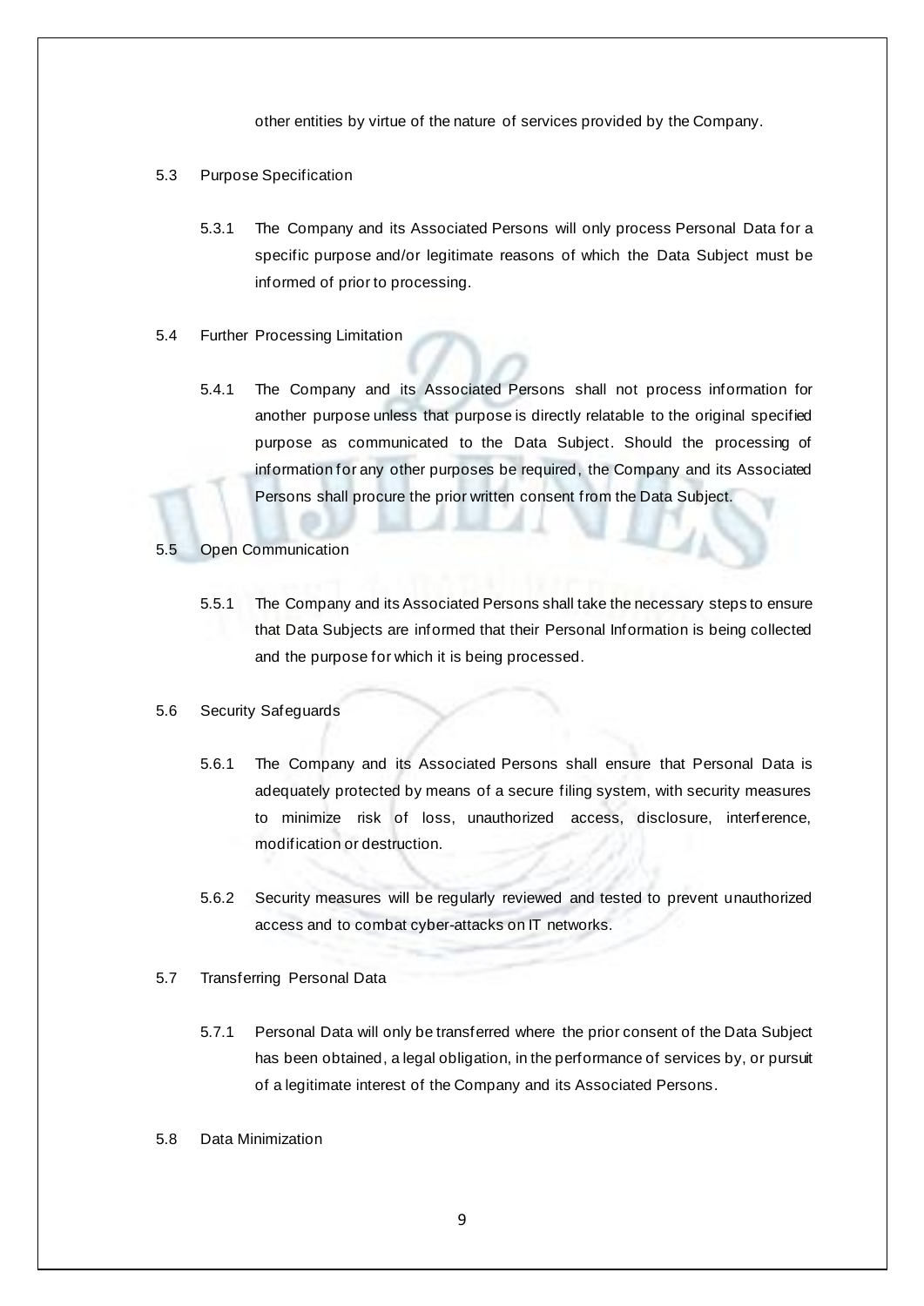other entities by virtue of the nature of services provided by the Company.

5.3 Purpose Specification

5.3.1 The Company and its Associated Persons will only process Personal Data for a specific purpose and/or legitimate reasons of which the Data Subject must be informed of prior to processing.

5.4 Further Processing Limitation

5.4.1 The Company and its Associated Persons shall not process information for another purpose unless that purpose is directly relatable to the original specified purpose as communicated to the Data Subject. Should the processing of information for any other purposes be required, the Company and its Associated Persons shall procure the prior written consent from the Data Subject.

5.5 Open Communication

5.5.1 The Company and its Associated Persons shall take the necessary steps to ensure that Data Subjects are informed that their Personal Information is being collected and the purpose for which it is being processed.

5.6 Security Safeguards

5.6.1 The Company and its Associated Persons shall ensure that Personal Data is adequately protected by means of a secure filing system, with security measures to minimize risk of loss, unauthorized access, disclosure, interference, modification or destruction.

5.6.2 Security measures will be regularly reviewed and tested to prevent unauthorized access and to combat cyber-attacks on IT networks.

5.7 Transferring Personal Data

5.7.1 Personal Data will only be transferred where the prior consent of the Data Subject has been obtained, a legal obligation, in the performance of services by, or pursuit of a legitimate interest of the Company and its Associated Persons.

5.8 Data Minimization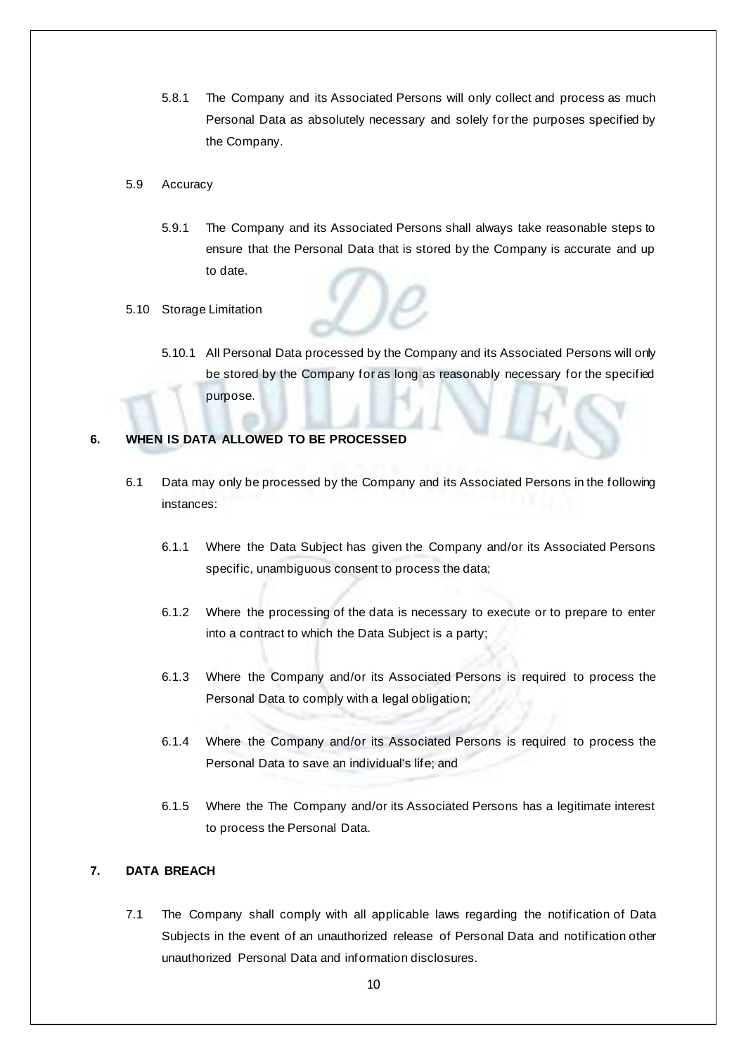5.8.1 The Company and its Associated Persons will only collect and process as much Personal Data as absolutely necessary and solely for the purposes specified by the Company.

5.9 Accuracy

5.9.1 The Company and its Associated Persons shall always take reasonable steps to ensure that the Personal Data that is stored by the Company is accurate and up to date.

5.10 Storage Limitation

5.10.1 All Personal Data processed by the Company and its Associated Persons will only be stored by the Company for as long as reasonably necessary for the specified purpose.

## 6. WHEN IS DATA ALLOWED TO BE PROCESSED

6.1 Data may only be processed by the Company and its Associated Persons in the following instances:

6.1.1 Where the Data Subject has given the Company and/or its Associated Persons specific, unambiguous consent to process the data;

6.1.2 Where the processing of the data is necessary to execute or to prepare to enter into a contract to which the Data Subject is a party;

6.1.3 Where the Company and/or its Associated Persons is required to process the Personal Data to comply with a legal obligation;

6.1.4 Where the Company and/or its Associated Persons is required to process the Personal Data to save an individual's life; and

6.1.5 Where the The Company and/or its Associated Persons has a legitimate interest to process the Personal Data.

## 7. DATA BREACH

7.1 The Company shall comply with all applicable laws regarding the notification of Data Subjects in the event of an unauthorized release of Personal Data and notification other unauthorized Personal Data and information disclosures.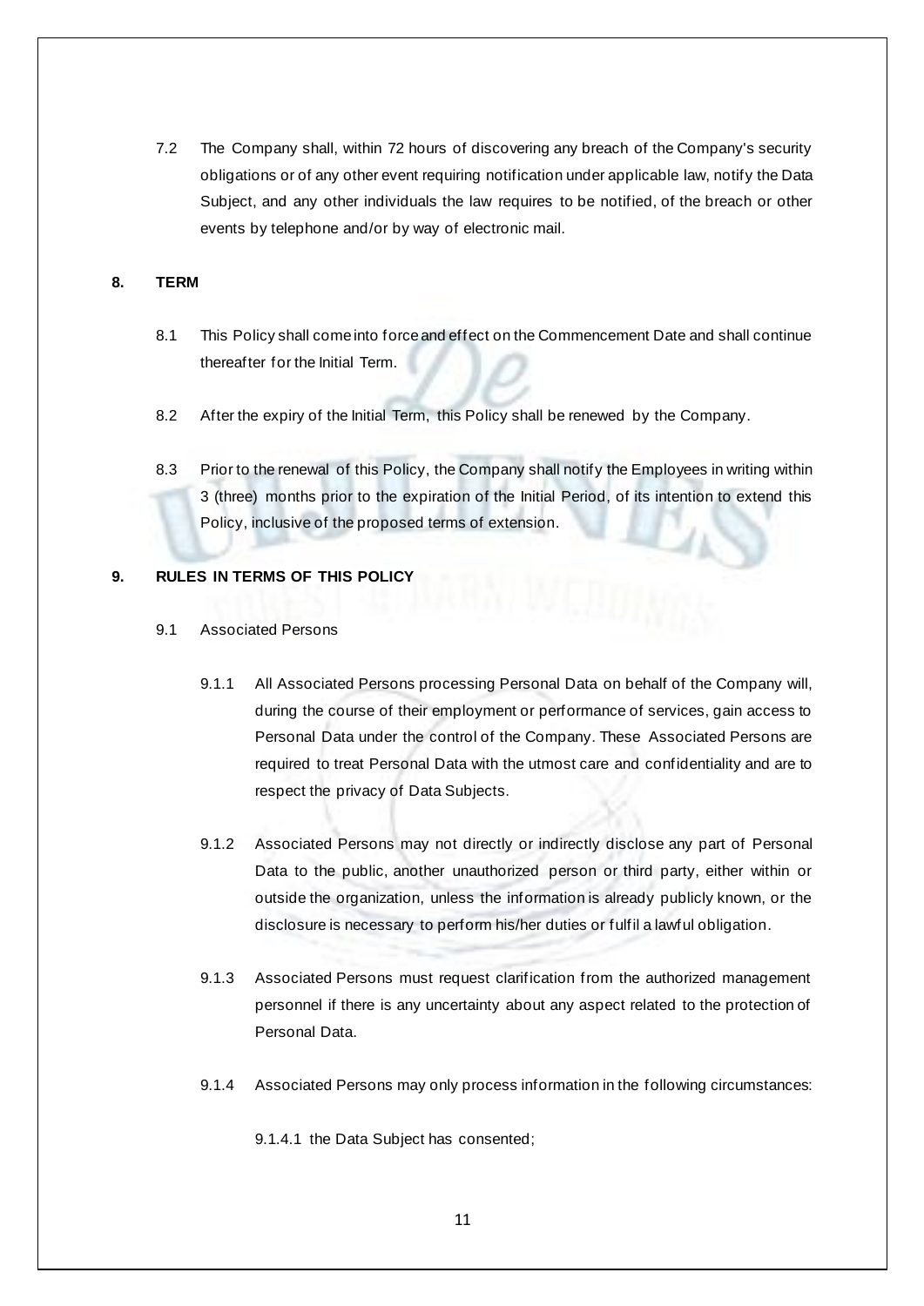7.2 The Company shall, within 72 hours of discovering any breach of the Company's security obligations or of any other event requiring notification under applicable law, notify the Data Subject, and any other individuals the law requires to be notified, of the breach or other events by telephone and/or by way of electronic mail.

## 8. TERM

8.1 This Policy shall come into force and effect on the Commencement Date and shall continue thereafter for the Initial Term.

8.2 After the expiry of the Initial Term, this Policy shall be renewed by the Company.

8.3 Prior to the renewal of this Policy, the Company shall notify the Employees in writing within 3 (three) months prior to the expiration of the Initial Period, of its intention to extend this Policy, inclusive of the proposed terms of extension.

## 9. RULES IN TERMS OF THIS POLICY

9.1 Associated Persons

9.1.1 All Associated Persons processing Personal Data on behalf of the Company will, during the course of their employment or performance of services, gain access to Personal Data under the control of the Company. These Associated Persons are required to treat Personal Data with the utmost care and confidentiality and are to respect the privacy of Data Subjects.

9.1.2 Associated Persons may not directly or indirectly disclose any part of Personal Data to the public, another unauthorized person or third party, either within or outside the organization, unless the information is already publicly known, or the disclosure is necessary to perform his/her duties or fulfil a lawful obligation.

9.1.3 Associated Persons must request clarification from the authorized management personnel if there is any uncertainty about any aspect related to the protection of Personal Data.

9.1.4 Associated Persons may only process information in the following circumstances:

9.1.4.1 the Data Subject has consented;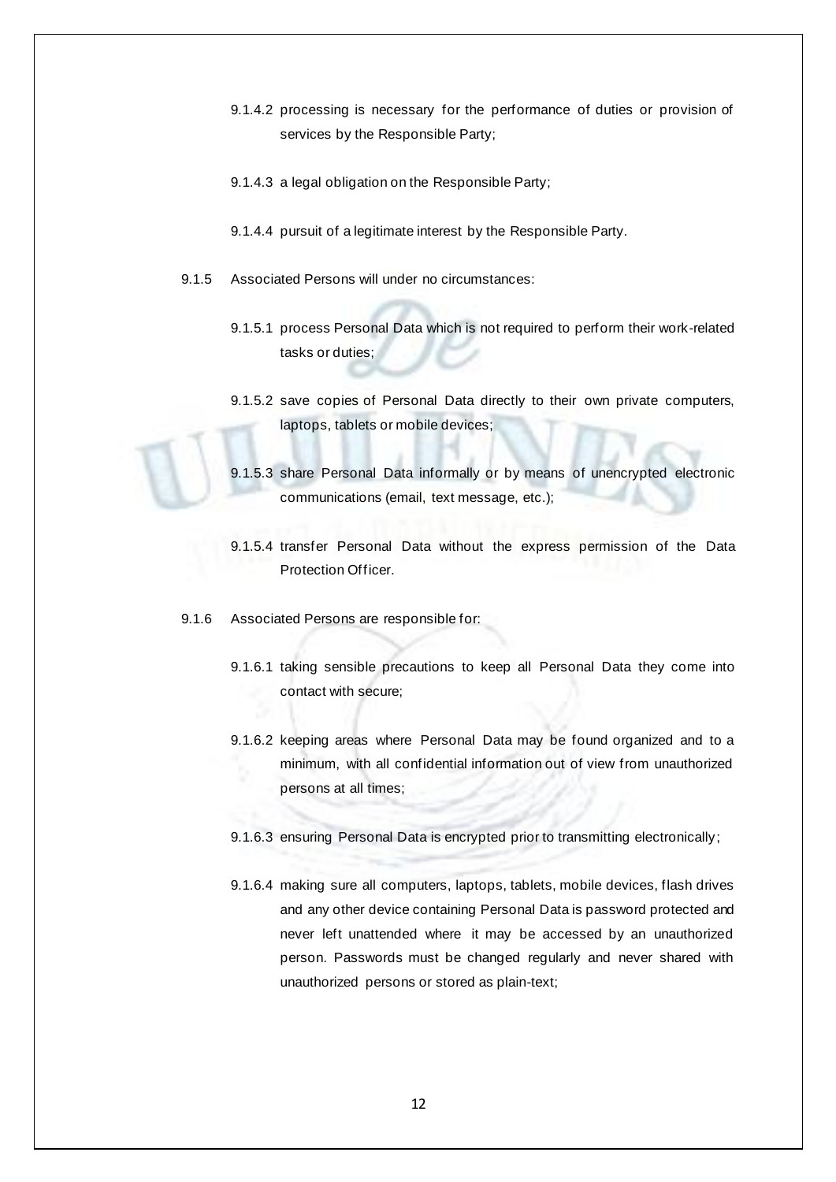9.1.4.2 processing is necessary for the performance of duties or provision of services by the Responsible Party;

9.1.4.3 a legal obligation on the Responsible Party;

9.1.4.4 pursuit of a legitimate interest by the Responsible Party.

9.1.5 Associated Persons will under no circumstances:

9.1.5.1 process Personal Data which is not required to perform their work-related tasks or duties;

9.1.5.2 save copies of Personal Data directly to their own private computers, laptops, tablets or mobile devices;

9.1.5.3 share Personal Data informally or by means of unencrypted electronic communications (email, text message, etc.);

9.1.5.4 transfer Personal Data without the express permission of the Data Protection Officer.

9.1.6 Associated Persons are responsible for:

9.1.6.1 taking sensible precautions to keep all Personal Data they come into contact with secure;

9.1.6.2 keeping areas where Personal Data may be found organized and to a minimum, with all confidential information out of view from unauthorized persons at all times;

9.1.6.3 ensuring Personal Data is encrypted prior to transmitting electronically;

9.1.6.4 making sure all computers, laptops, tablets, mobile devices, flash drives and any other device containing Personal Data is password protected and never left unattended where it may be accessed by an unauthorized person. Passwords must be changed regularly and never shared with unauthorized persons or stored as plain-text;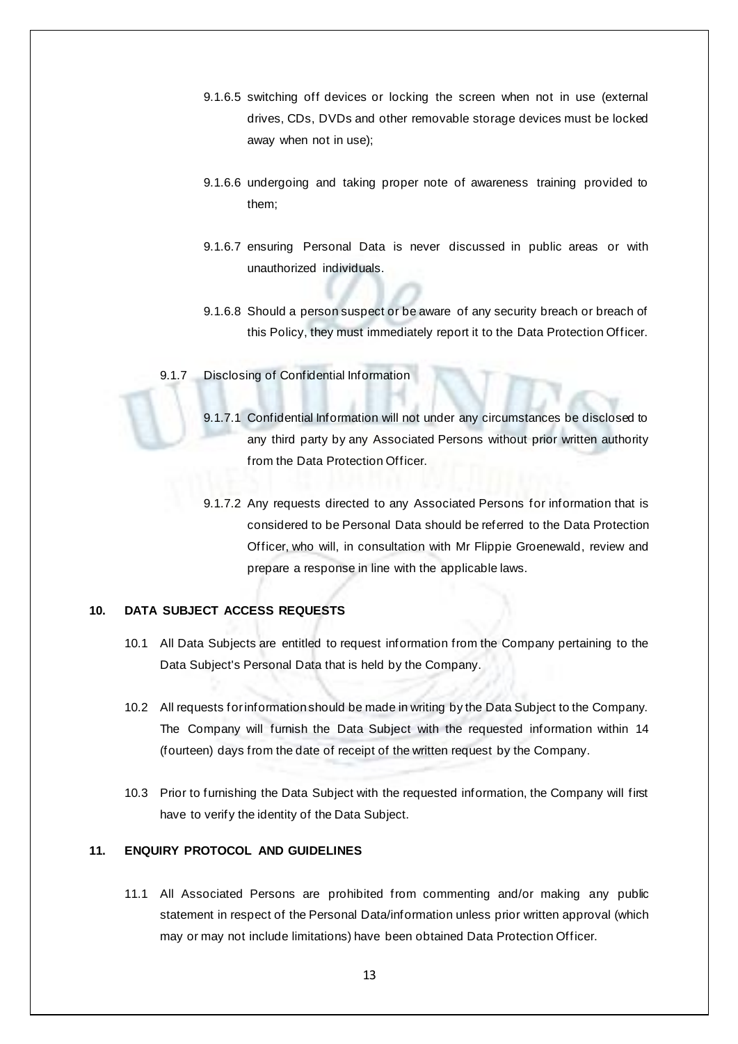9.1.6.5 switching off devices or locking the screen when not in use (external drives, CDs, DVDs and other removable storage devices must be locked away when not in use);

9.1.6.6 undergoing and taking proper note of awareness training provided to them;

9.1.6.7 ensuring Personal Data is never discussed in public areas or with unauthorized individuals.

9.1.6.8 Should a person suspect or be aware of any security breach or breach of this Policy, they must immediately report it to the Data Protection Officer.

9.1.7 Disclosing of Confidential Information

9.1.7.1 Confidential Information will not under any circumstances be disclosed to any third party by any Associated Persons without prior written authority from the Data Protection Officer.

9.1.7.2 Any requests directed to any Associated Persons for information that is considered to be Personal Data should be referred to the Data Protection Officer, who will, in consultation with Mr Flippie Groenewald, review and prepare a response in line with the applicable laws.

## 10. DATA SUBJECT ACCESS REQUESTS

10.1 All Data Subjects are entitled to request information from the Company pertaining to the Data Subject's Personal Data that is held by the Company.

10.2 All requests for information should be made in writing by the Data Subject to the Company. The Company will furnish the Data Subject with the requested information within 14 (fourteen) days from the date of receipt of the written request by the Company.

10.3 Prior to furnishing the Data Subject with the requested information, the Company will first have to verify the identity of the Data Subject.

## 11. ENQUIRY PROTOCOL AND GUIDELINES

11.1 All Associated Persons are prohibited from commenting and/or making any public statement in respect of the Personal Data/information unless prior written approval (which may or may not include limitations) have been obtained Data Protection Officer.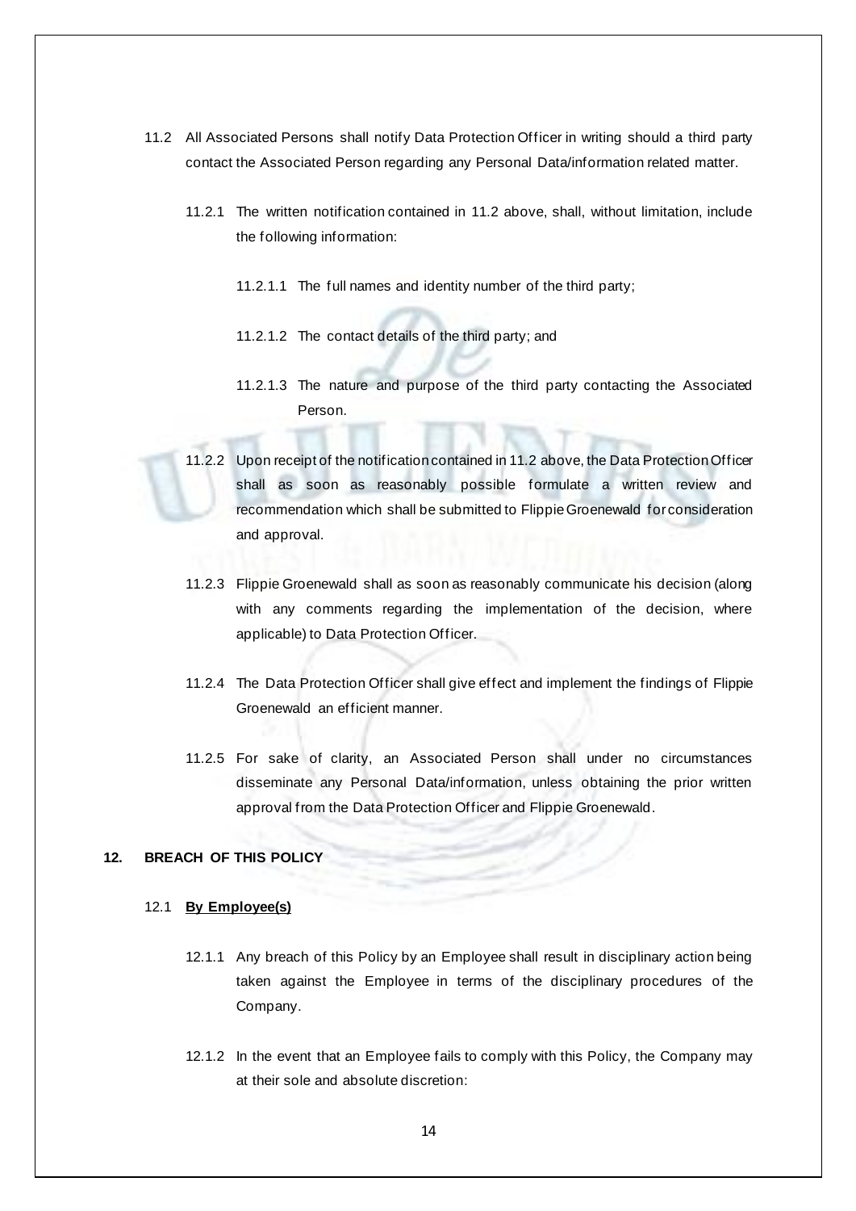11.2 All Associated Persons shall notify Data Protection Officer in writing should a third party contact the Associated Person regarding any Personal Data/information related matter.

11.2.1 The written notification contained in 11.2 above, shall, without limitation, include the following information:

11.2.1.1 The full names and identity number of the third party;

11.2.1.2 The contact details of the third party; and

11.2.1.3 The nature and purpose of the third party contacting the Associated Person.

11.2.2 Upon receipt of the notification contained in 11.2 above, the Data Protection Officer shall as soon as reasonably possible formulate a written review and recommendation which shall be submitted to Flippie Groenewald for consideration and approval.

11.2.3 Flippie Groenewald shall as soon as reasonably communicate his decision (along with any comments regarding the implementation of the decision, where applicable) to Data Protection Officer.

11.2.4 The Data Protection Officer shall give effect and implement the findings of Flippie Groenewald an efficient manner.

11.2.5 For sake of clarity, an Associated Person shall under no circumstances disseminate any Personal Data/information, unless obtaining the prior written approval from the Data Protection Officer and Flippie Groenewald.

## 12. BREACH OF THIS POLICY

### 12.1 **By Employee(s)**

12.1.1 Any breach of this Policy by an Employee shall result in disciplinary action being taken against the Employee in terms of the disciplinary procedures of the Company.

12.1.2 In the event that an Employee fails to comply with this Policy, the Company may at their sole and absolute discretion: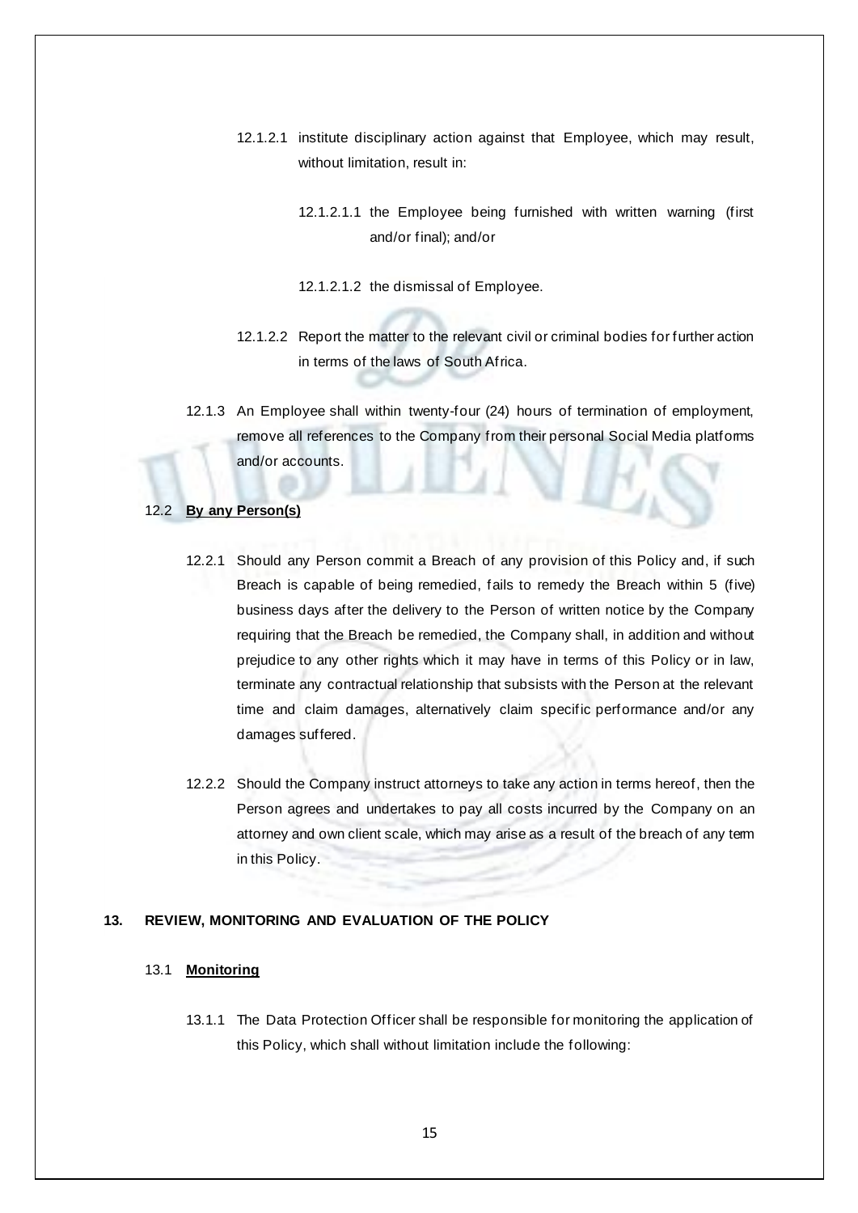12.1.2.1 institute disciplinary action against that Employee, which may result, without limitation, result in:

12.1.2.1.1 the Employee being furnished with written warning (first and/or final); and/or

12.1.2.1.2 the dismissal of Employee.

12.1.2.2 Report the matter to the relevant civil or criminal bodies for further action in terms of the laws of South Africa.

12.1.3 An Employee shall within twenty-four (24) hours of termination of employment, remove all references to the Company from their personal Social Media platforms and/or accounts.

12.2 **By any Person(s)**

12.2.1 Should any Person commit a Breach of any provision of this Policy and, if such Breach is capable of being remedied, fails to remedy the Breach within 5 (five) business days after the delivery to the Person of written notice by the Company requiring that the Breach be remedied, the Company shall, in addition and without prejudice to any other rights which it may have in terms of this Policy or in law, terminate any contractual relationship that subsists with the Person at the relevant time and claim damages, alternatively claim specific performance and/or any damages suffered.

12.2.2 Should the Company instruct attorneys to take any action in terms hereof, then the Person agrees and undertakes to pay all costs incurred by the Company on an attorney and own client scale, which may arise as a result of the breach of any term in this Policy.

## 13. REVIEW, MONITORING AND EVALUATION OF THE POLICY

13.1 **Monitoring**

13.1.1 The Data Protection Officer shall be responsible for monitoring the application of this Policy, which shall without limitation include the following: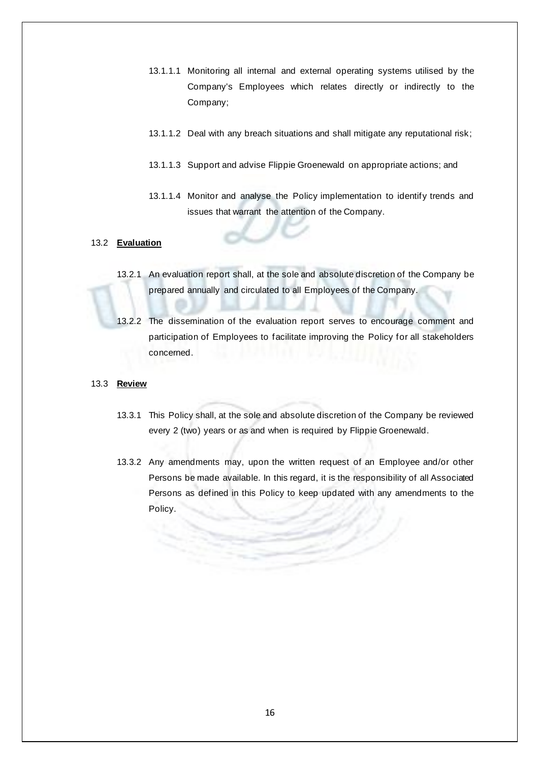13.1.1.1 Monitoring all internal and external operating systems utilised by the Company's Employees which relates directly or indirectly to the Company;

13.1.1.2 Deal with any breach situations and shall mitigate any reputational risk;

13.1.1.3 Support and advise Flippie Groenewald on appropriate actions; and

13.1.1.4 Monitor and analyse the Policy implementation to identify trends and issues that warrant the attention of the Company.

13.2 **Evaluation**

13.2.1 An evaluation report shall, at the sole and absolute discretion of the Company be prepared annually and circulated to all Employees of the Company.

13.2.2 The dissemination of the evaluation report serves to encourage comment and participation of Employees to facilitate improving the Policy for all stakeholders concerned.

13.3 **Review**

13.3.1 This Policy shall, at the sole and absolute discretion of the Company be reviewed every 2 (two) years or as and when is required by Flippie Groenewald.

13.3.2 Any amendments may, upon the written request of an Employee and/or other Persons be made available. In this regard, it is the responsibility of all Associated Persons as defined in this Policy to keep updated with any amendments to the Policy.